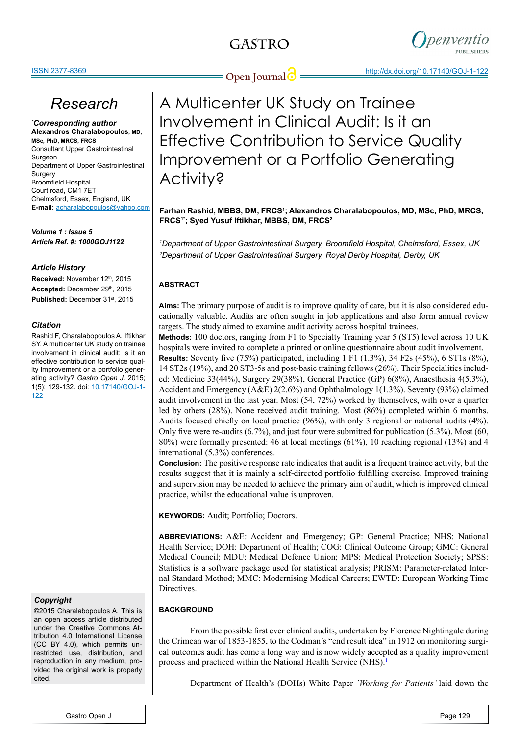# Research

***Corresponding author**
**Alexandros Charalabopoulos**, MD, MSc, PhD, MRCS, FRCS
Consultant Upper Gastrointestinal Surgeon
Department of Upper Gastrointestinal Surgery
Broomfield Hospital
Court road, CM1 7ET
Chelmsford, Essex, England, UK
**E-mail:** acharalabopoulos@yahoo.com

***Volume 1 : Issue 5***
***Article Ref. #: 1000GOJ1122***

***Article History***
**Received:** November 12th, 2015
**Accepted:** December 29th, 2015
**Published:** December 31st, 2015

***Citation***
Rashid F, Charalabopoulos A, Iftikhar SY. A multicenter UK study on trainee involvement in clinical audit: is it an effective contribution to service quality improvement or a portfolio generating activity? *Gastro Open J*. 2015; 1(5): 129-132. doi: 10.17140/GOJ-1-122

***Copyright***
©2015 Charalabopoulos A. This is an open access article distributed under the Creative Commons Attribution 4.0 International License (CC BY 4.0), which permits unrestricted use, distribution, and reproduction in any medium, provided the original work is properly cited.

# A Multicenter UK Study on Trainee Involvement in Clinical Audit: Is it an Effective Contribution to Service Quality Improvement or a Portfolio Generating Activity?

**Farhan Rashid, MBBS, DM, FRCS[1]; Alexandros Charalabopoulos, MD, MSc, PhD, MRCS, FRCS[1*]; Syed Yusuf Iftikhar, MBBS, DM, FRCS[2]**

[1]*Department of Upper Gastrointestinal Surgery, Broomfield Hospital, Chelmsford, Essex, UK*
[2]*Department of Upper Gastrointestinal Surgery, Royal Derby Hospital, Derby, UK*

## ABSTRACT

**Aims:** The primary purpose of audit is to improve quality of care, but it is also considered educationally valuable. Audits are often sought in job applications and also form annual review targets. The study aimed to examine audit activity across hospital trainees.

**Methods:** 100 doctors, ranging from F1 to Specialty Training year 5 (ST5) level across 10 UK hospitals were invited to complete a printed or online questionnaire about audit involvement.

**Results:** Seventy five (75%) participated, including 1 F1 (1.3%), 34 F2s (45%), 6 ST1s (8%), 14 ST2s (19%), and 20 ST3-5s and post-basic training fellows (26%). Their Specialities included: Medicine 33(44%), Surgery 29(38%), General Practice (GP) 6(8%), Anaesthesia 4(5.3%), Accident and Emergency (A&E) 2(2.6%) and Ophthalmology 1(1.3%). Seventy (93%) claimed audit involvement in the last year. Most (54, 72%) worked by themselves, with over a quarter led by others (28%). None received audit training. Most (86%) completed within 6 months. Audits focused chiefly on local practice (96%), with only 3 regional or national audits (4%). Only five were re-audits (6.7%), and just four were submitted for publication (5.3%). Most (60, 80%) were formally presented: 46 at local meetings (61%), 10 reaching regional (13%) and 4 international (5.3%) conferences.

**Conclusion:** The positive response rate indicates that audit is a frequent trainee activity, but the results suggest that it is mainly a self-directed portfolio fulfilling exercise. Improved training and supervision may be needed to achieve the primary aim of audit, which is improved clinical practice, whilst the educational value is unproven.

**KEYWORDS:** Audit; Portfolio; Doctors.

**ABBREVIATIONS:** A&E: Accident and Emergency; GP: General Practice; NHS: National Health Service; DOH: Department of Health; COG: Clinical Outcome Group; GMC: General Medical Council; MDU: Medical Defence Union; MPS: Medical Protection Society; SPSS: Statistics is a software package used for statistical analysis; PRISM: Parameter-related Internal Standard Method; MMC: Modernising Medical Careers; EWTD: European Working Time Directives.

## BACKGROUND

From the possible first ever clinical audits, undertaken by Florence Nightingale during the Crimean war of 1853-1855, to the Codman's "end result idea" in 1912 on monitoring surgical outcomes audit has come a long way and is now widely accepted as a quality improvement process and practiced within the National Health Service (NHS).[1]

Department of Health's (DOHs) White Paper *`Working for Patients'* laid down the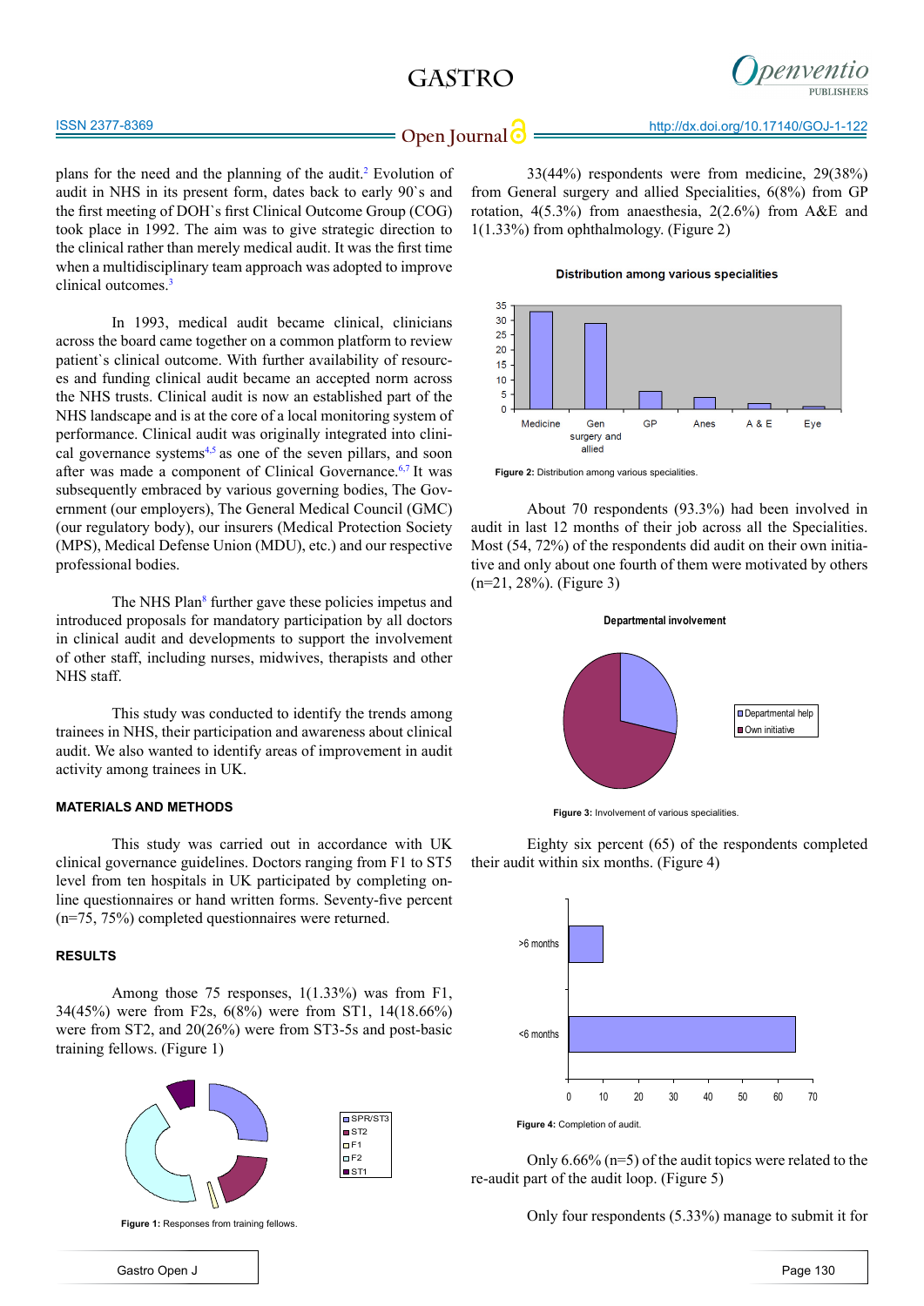plans for the need and the planning of the audit.[2] Evolution of audit in NHS in its present form, dates back to early 90`s and the first meeting of DOH`s first Clinical Outcome Group (COG) took place in 1992. The aim was to give strategic direction to the clinical rather than merely medical audit. It was the first time when a multidisciplinary team approach was adopted to improve clinical outcomes.[3]

In 1993, medical audit became clinical, clinicians across the board came together on a common platform to review patient`s clinical outcome. With further availability of resources and funding clinical audit became an accepted norm across the NHS trusts. Clinical audit is now an established part of the NHS landscape and is at the core of a local monitoring system of performance. Clinical audit was originally integrated into clinical governance systems[4,5] as one of the seven pillars, and soon after was made a component of Clinical Governance.[6,7] It was subsequently embraced by various governing bodies, The Government (our employers), The General Medical Council (GMC) (our regulatory body), our insurers (Medical Protection Society (MPS), Medical Defense Union (MDU), etc.) and our respective professional bodies.

The NHS Plan[8] further gave these policies impetus and introduced proposals for mandatory participation by all doctors in clinical audit and developments to support the involvement of other staff, including nurses, midwives, therapists and other NHS staff.

This study was conducted to identify the trends among trainees in NHS, their participation and awareness about clinical audit. We also wanted to identify areas of improvement in audit activity among trainees in UK.

## MATERIALS AND METHODS

This study was carried out in accordance with UK clinical governance guidelines. Doctors ranging from F1 to ST5 level from ten hospitals in UK participated by completing online questionnaires or hand written forms. Seventy-five percent (n=75, 75%) completed questionnaires were returned.

## RESULTS

Among those 75 responses, 1(1.33%) was from F1, 34(45%) were from F2s, 6(8%) were from ST1, 14(18.66%) were from ST2, and 20(26%) were from ST3-5s and post-basic training fellows. (Figure 1)

**Figure 1:** Responses from training fellows.

33(44%) respondents were from medicine, 29(38%) from General surgery and allied Specialities, 6(8%) from GP rotation, 4(5.3%) from anaesthesia, 2(2.6%) from A&E and 1(1.33%) from ophthalmology. (Figure 2)

**Figure 2:** Distribution among various specialities.

About 70 respondents (93.3%) had been involved in audit in last 12 months of their job across all the Specialities. Most (54, 72%) of the respondents did audit on their own initiative and only about one fourth of them were motivated by others (n=21, 28%). (Figure 3)

**Figure 3:** Involvement of various specialities.

Eighty six percent (65) of the respondents completed their audit within six months. (Figure 4)

**Figure 4:** Completion of audit.

Only 6.66% (n=5) of the audit topics were related to the re-audit part of the audit loop. (Figure 5)

Only four respondents (5.33%) manage to submit it for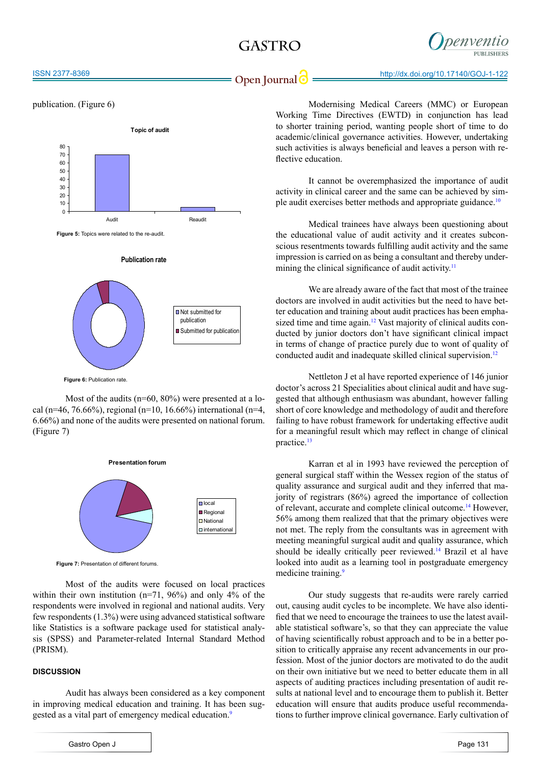publication. (Figure 6)

Figure 5: Topics were related to the re-audit.

Figure 6: Publication rate.

Most of the audits (n=60, 80%) were presented at a local (n=46, 76.66%), regional (n=10, 16.66%) international (n=4, 6.66%) and none of the audits were presented on national forum. (Figure 7)

Figure 7: Presentation of different forums.

Most of the audits were focused on local practices within their own institution (n=71, 96%) and only 4% of the respondents were involved in regional and national audits. Very few respondents (1.3%) were using advanced statistical software like Statistics is a software package used for statistical analysis (SPSS) and Parameter-related Internal Standard Method (PRISM).

## DISCUSSION

Audit has always been considered as a key component in improving medical education and training. It has been suggested as a vital part of emergency medical education.[9]

Modernising Medical Careers (MMC) or European Working Time Directives (EWTD) in conjunction has lead to shorter training period, wanting people short of time to do academic/clinical governance activities. However, undertaking such activities is always beneficial and leaves a person with reflective education.

It cannot be overemphasized the importance of audit activity in clinical career and the same can be achieved by simple audit exercises better methods and appropriate guidance.[10]

Medical trainees have always been questioning about the educational value of audit activity and it creates subconscious resentments towards fulfilling audit activity and the same impression is carried on as being a consultant and thereby undermining the clinical significance of audit activity.[11]

We are already aware of the fact that most of the trainee doctors are involved in audit activities but the need to have better education and training about audit practices has been emphasized time and time again.[12] Vast majority of clinical audits conducted by junior doctors don't have significant clinical impact in terms of change of practice purely due to wont of quality of conducted audit and inadequate skilled clinical supervision.[12]

Nettleton J et al have reported experience of 146 junior doctor's across 21 Specialities about clinical audit and have suggested that although enthusiasm was abundant, however falling short of core knowledge and methodology of audit and therefore failing to have robust framework for undertaking effective audit for a meaningful result which may reflect in change of clinical practice.[13]

Karran et al in 1993 have reviewed the perception of general surgical staff within the Wessex region of the status of quality assurance and surgical audit and they inferred that majority of registrars (86%) agreed the importance of collection of relevant, accurate and complete clinical outcome.[14] However, 56% among them realized that that the primary objectives were not met. The reply from the consultants was in agreement with meeting meaningful surgical audit and quality assurance, which should be ideally critically peer reviewed.[14] Brazil et al have looked into audit as a learning tool in postgraduate emergency medicine training.[9]

Our study suggests that re-audits were rarely carried out, causing audit cycles to be incomplete. We have also identified that we need to encourage the trainees to use the latest available statistical software's, so that they can appreciate the value of having scientifically robust approach and to be in a better position to critically appraise any recent advancements in our profession. Most of the junior doctors are motivated to do the audit on their own initiative but we need to better educate them in all aspects of auditing practices including presentation of audit results at national level and to encourage them to publish it. Better education will ensure that audits produce useful recommendations to further improve clinical governance. Early cultivation of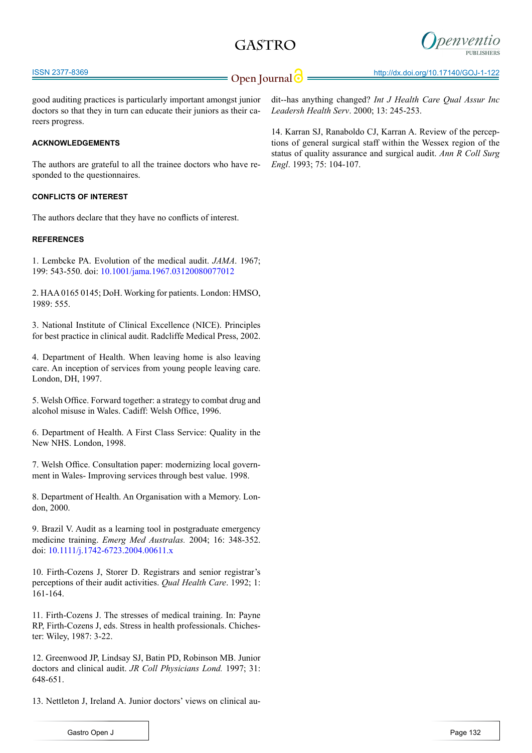good auditing practices is particularly important amongst junior doctors so that they in turn can educate their juniors as their careers progress.

## ACKNOWLEDGEMENTS

The authors are grateful to all the trainee doctors who have responded to the questionnaires.

## CONFLICTS OF INTEREST

The authors declare that they have no conflicts of interest.

## REFERENCES

1. Lembcke PA. Evolution of the medical audit. *JAMA*. 1967; 199: 543-550. doi: 10.1001/jama.1967.03120080077012

2. HAA 0165 0145; DoH. Working for patients. London: HMSO, 1989: 555.

3. National Institute of Clinical Excellence (NICE). Principles for best practice in clinical audit. Radcliffe Medical Press, 2002.

4. Department of Health. When leaving home is also leaving care. An inception of services from young people leaving care. London, DH, 1997.

5. Welsh Office. Forward together: a strategy to combat drug and alcohol misuse in Wales. Cadiff: Welsh Office, 1996.

6. Department of Health. A First Class Service: Quality in the New NHS. London, 1998.

7. Welsh Office. Consultation paper: modernizing local government in Wales- Improving services through best value. 1998.

8. Department of Health. An Organisation with a Memory. London, 2000.

9. Brazil V. Audit as a learning tool in postgraduate emergency medicine training. *Emerg Med Australas.* 2004; 16: 348-352. doi: 10.1111/j.1742-6723.2004.00611.x

10. Firth-Cozens J, Storer D. Registrars and senior registrar's perceptions of their audit activities. *Qual Health Care*. 1992; 1: 161-164.

11. Firth-Cozens J. The stresses of medical training. In: Payne RP, Firth-Cozens J, eds. Stress in health professionals. Chichester: Wiley, 1987: 3-22.

12. Greenwood JP, Lindsay SJ, Batin PD, Robinson MB. Junior doctors and clinical audit. *JR Coll Physicians Lond.* 1997; 31: 648-651.

13. Nettleton J, Ireland A. Junior doctors' views on clinical audit--has anything changed? *Int J Health Care Qual Assur Inc Leadersh Health Serv*. 2000; 13: 245-253.

14. Karran SJ, Ranaboldo CJ, Karran A. Review of the perceptions of general surgical staff within the Wessex region of the status of quality assurance and surgical audit. *Ann R Coll Surg Engl*. 1993; 75: 104-107.